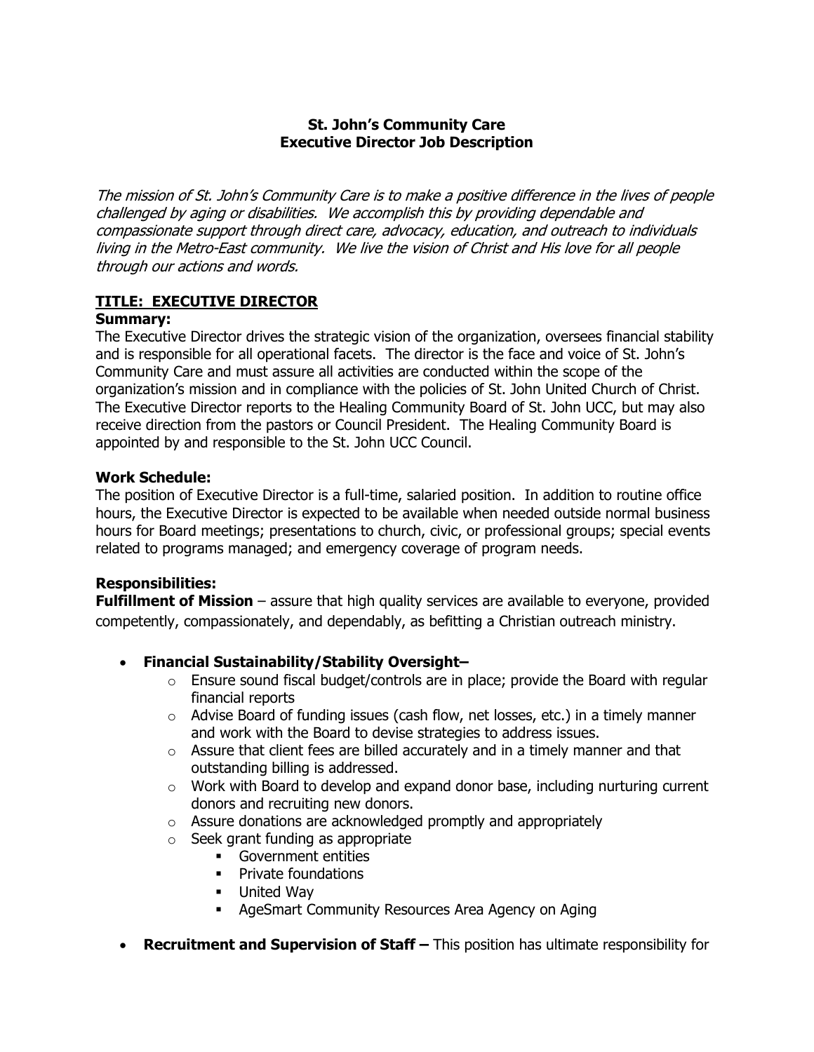**St. John's Community Care**
**Executive Director Job Description**

*The mission of St. John's Community Care is to make a positive difference in the lives of people challenged by aging or disabilities. We accomplish this by providing dependable and compassionate support through direct care, advocacy, education, and outreach to individuals living in the Metro-East community. We live the vision of Christ and His love for all people through our actions and words.*

**TITLE: EXECUTIVE DIRECTOR**

**Summary:**

The Executive Director drives the strategic vision of the organization, oversees financial stability and is responsible for all operational facets. The director is the face and voice of St. John's Community Care and must assure all activities are conducted within the scope of the organization's mission and in compliance with the policies of St. John United Church of Christ. The Executive Director reports to the Healing Community Board of St. John UCC, but may also receive direction from the pastors or Council President. The Healing Community Board is appointed by and responsible to the St. John UCC Council.

**Work Schedule:**

The position of Executive Director is a full-time, salaried position. In addition to routine office hours, the Executive Director is expected to be available when needed outside normal business hours for Board meetings; presentations to church, civic, or professional groups; special events related to programs managed; and emergency coverage of program needs.

**Responsibilities:**

**Fulfillment of Mission** – assure that high quality services are available to everyone, provided competently, compassionately, and dependably, as befitting a Christian outreach ministry.

- **Financial Sustainability/Stability Oversight–**
  - Ensure sound fiscal budget/controls are in place; provide the Board with regular financial reports
  - Advise Board of funding issues (cash flow, net losses, etc.) in a timely manner and work with the Board to devise strategies to address issues.
  - Assure that client fees are billed accurately and in a timely manner and that outstanding billing is addressed.
  - Work with Board to develop and expand donor base, including nurturing current donors and recruiting new donors.
  - Assure donations are acknowledged promptly and appropriately
  - Seek grant funding as appropriate
    - Government entities
    - Private foundations
    - United Way
    - AgeSmart Community Resources Area Agency on Aging
- **Recruitment and Supervision of Staff –** This position has ultimate responsibility for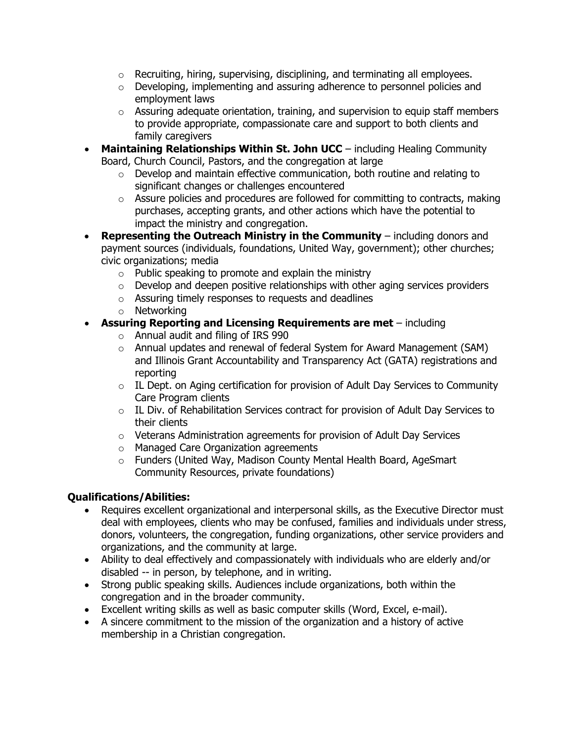- Recruiting, hiring, supervising, disciplining, and terminating all employees.
  - Developing, implementing and assuring adherence to personnel policies and employment laws
  - Assuring adequate orientation, training, and supervision to equip staff members to provide appropriate, compassionate care and support to both clients and family caregivers
- **Maintaining Relationships Within St. John UCC** – including Healing Community Board, Church Council, Pastors, and the congregation at large
  - Develop and maintain effective communication, both routine and relating to significant changes or challenges encountered
  - Assure policies and procedures are followed for committing to contracts, making purchases, accepting grants, and other actions which have the potential to impact the ministry and congregation.
- **Representing the Outreach Ministry in the Community** – including donors and payment sources (individuals, foundations, United Way, government); other churches; civic organizations; media
  - Public speaking to promote and explain the ministry
  - Develop and deepen positive relationships with other aging services providers
  - Assuring timely responses to requests and deadlines
  - Networking
- **Assuring Reporting and Licensing Requirements are met** – including
  - Annual audit and filing of IRS 990
  - Annual updates and renewal of federal System for Award Management (SAM) and Illinois Grant Accountability and Transparency Act (GATA) registrations and reporting
  - IL Dept. on Aging certification for provision of Adult Day Services to Community Care Program clients
  - IL Div. of Rehabilitation Services contract for provision of Adult Day Services to their clients
  - Veterans Administration agreements for provision of Adult Day Services
  - Managed Care Organization agreements
  - Funders (United Way, Madison County Mental Health Board, AgeSmart Community Resources, private foundations)

**Qualifications/Abilities:**

- Requires excellent organizational and interpersonal skills, as the Executive Director must deal with employees, clients who may be confused, families and individuals under stress, donors, volunteers, the congregation, funding organizations, other service providers and organizations, and the community at large.
- Ability to deal effectively and compassionately with individuals who are elderly and/or disabled -- in person, by telephone, and in writing.
- Strong public speaking skills. Audiences include organizations, both within the congregation and in the broader community.
- Excellent writing skills as well as basic computer skills (Word, Excel, e-mail).
- A sincere commitment to the mission of the organization and a history of active membership in a Christian congregation.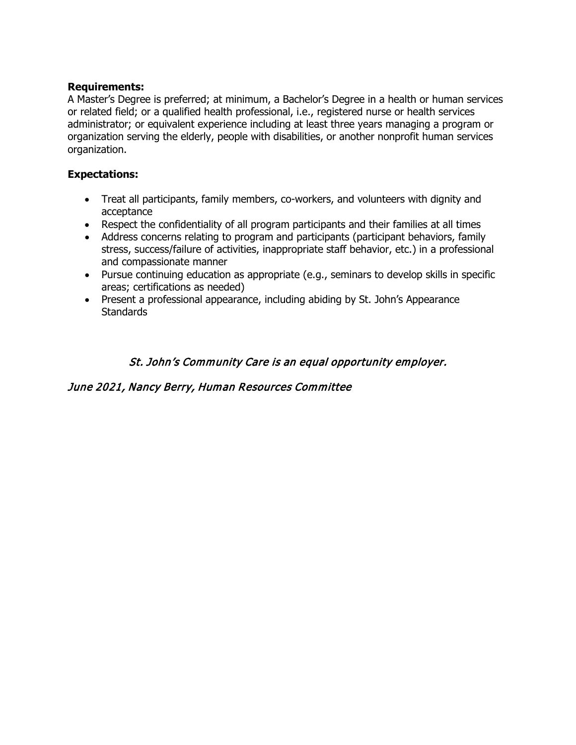**Requirements:**
A Master's Degree is preferred; at minimum, a Bachelor's Degree in a health or human services or related field; or a qualified health professional, i.e., registered nurse or health services administrator; or equivalent experience including at least three years managing a program or organization serving the elderly, people with disabilities, or another nonprofit human services organization.

**Expectations:**

- Treat all participants, family members, co-workers, and volunteers with dignity and acceptance
- Respect the confidentiality of all program participants and their families at all times
- Address concerns relating to program and participants (participant behaviors, family stress, success/failure of activities, inappropriate staff behavior, etc.) in a professional and compassionate manner
- Pursue continuing education as appropriate (e.g., seminars to develop skills in specific areas; certifications as needed)
- Present a professional appearance, including abiding by St. John's Appearance Standards

*St. John's Community Care is an equal opportunity employer.*

*June 2021, Nancy Berry, Human Resources Committee*